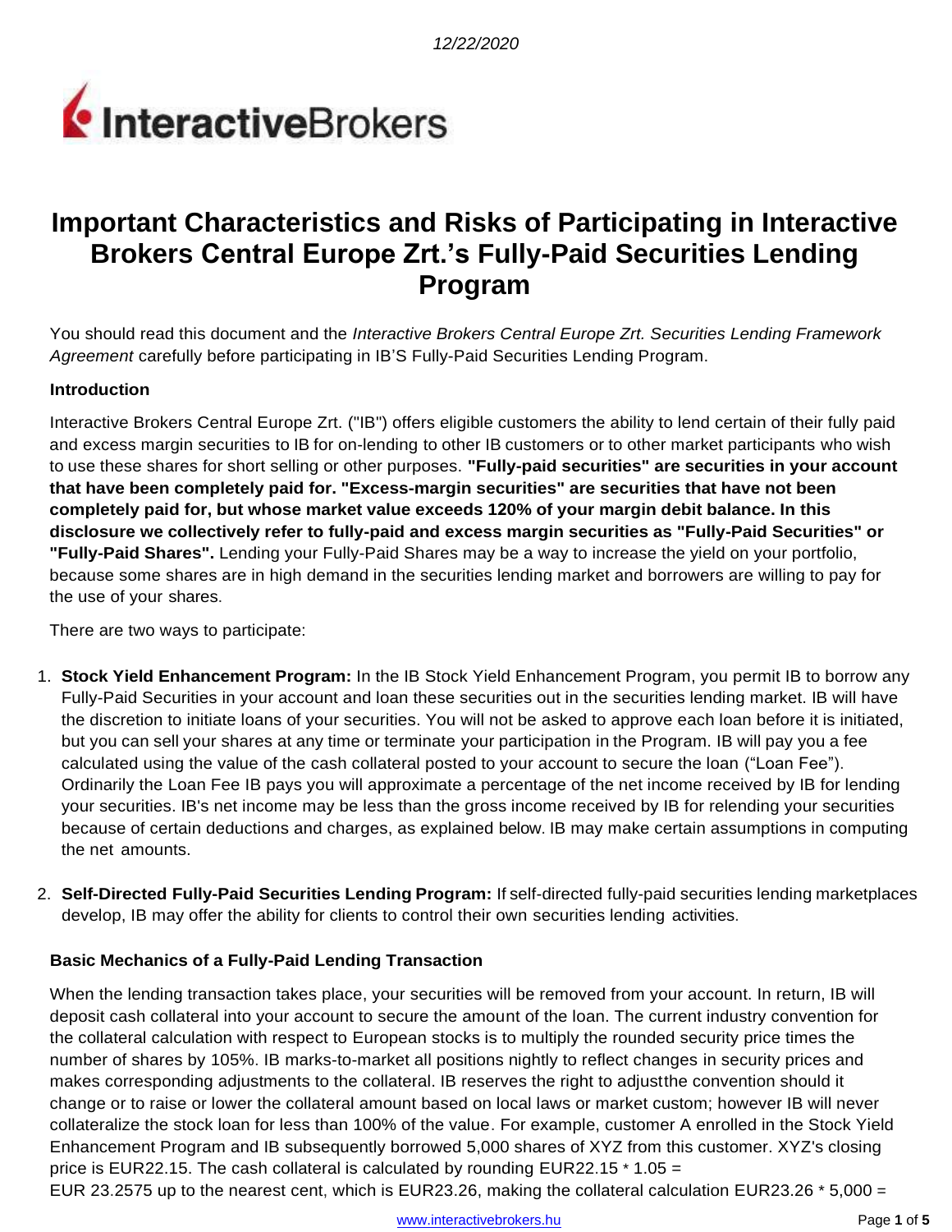12/22/2020

# Important Characteristics and Risks of Participating in Interactive Brokers Central Europe Zrt.'s Fully-Paid Securities Lending Program

You should read this document and the *Interactive Brokers Central Europe Zrt. Securities Lending Framework Agreement* carefully before participating in IB'S Fully-Paid Securities Lending Program.

**Introduction**

Interactive Brokers Central Europe Zrt. ("IB") offers eligible customers the ability to lend certain of their fully paid and excess margin securities to IB for on-lending to other IB customers or to other market participants who wish to use these shares for short selling or other purposes. **"Fully-paid securities" are securities in your account that have been completely paid for. "Excess-margin securities" are securities that have not been completely paid for, but whose market value exceeds 120% of your margin debit balance. In this disclosure we collectively refer to fully-paid and excess margin securities as "Fully-Paid Securities" or "Fully-Paid Shares".** Lending your Fully-Paid Shares may be a way to increase the yield on your portfolio, because some shares are in high demand in the securities lending market and borrowers are willing to pay for the use of your shares.

There are two ways to participate:

1. **Stock Yield Enhancement Program:** In the IB Stock Yield Enhancement Program, you permit IB to borrow any Fully-Paid Securities in your account and loan these securities out in the securities lending market. IB will have the discretion to initiate loans of your securities. You will not be asked to approve each loan before it is initiated, but you can sell your shares at any time or terminate your participation in the Program. IB will pay you a fee calculated using the value of the cash collateral posted to your account to secure the loan ("Loan Fee"). Ordinarily the Loan Fee IB pays you will approximate a percentage of the net income received by IB for lending your securities. IB's net income may be less than the gross income received by IB for relending your securities because of certain deductions and charges, as explained below. IB may make certain assumptions in computing the net amounts.

2. **Self-Directed Fully-Paid Securities Lending Program:** If self-directed fully-paid securities lending marketplaces develop, IB may offer the ability for clients to control their own securities lending activities.

**Basic Mechanics of a Fully-Paid Lending Transaction**

When the lending transaction takes place, your securities will be removed from your account. In return, IB will deposit cash collateral into your account to secure the amount of the loan. The current industry convention for the collateral calculation with respect to European stocks is to multiply the rounded security price times the number of shares by 105%. IB marks-to-market all positions nightly to reflect changes in security prices and makes corresponding adjustments to the collateral. IB reserves the right to adjustthe convention should it change or to raise or lower the collateral amount based on local laws or market custom; however IB will never collateralize the stock loan for less than 100% of the value. For example, customer A enrolled in the Stock Yield Enhancement Program and IB subsequently borrowed 5,000 shares of XYZ from this customer. XYZ's closing price is EUR22.15. The cash collateral is calculated by rounding EUR22.15 * 1.05 = EUR 23.2575 up to the nearest cent, which is EUR23.26, making the collateral calculation EUR23.26 * 5,000 =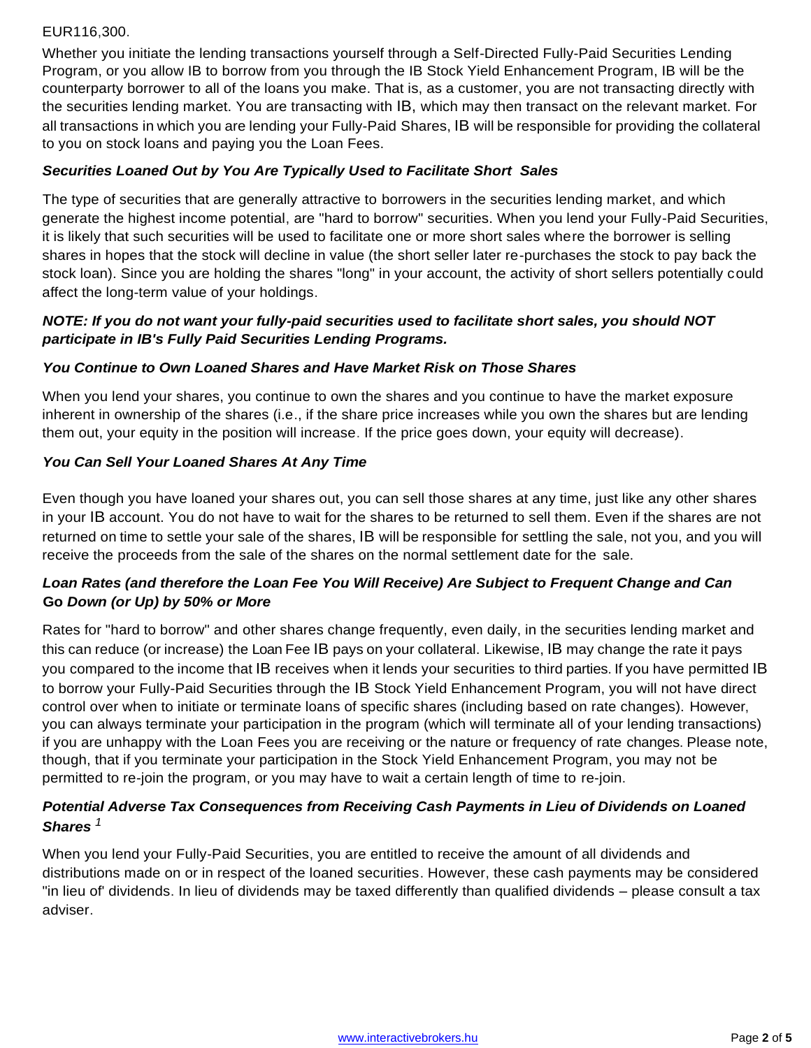EUR116,300.

Whether you initiate the lending transactions yourself through a Self-Directed Fully-Paid Securities Lending Program, or you allow IB to borrow from you through the IB Stock Yield Enhancement Program, IB will be the counterparty borrower to all of the loans you make. That is, as a customer, you are not transacting directly with the securities lending market. You are transacting with IB, which may then transact on the relevant market. For all transactions in which you are lending your Fully-Paid Shares, IB will be responsible for providing the collateral to you on stock loans and paying you the Loan Fees.

***Securities Loaned Out by You Are Typically Used to Facilitate Short Sales***

The type of securities that are generally attractive to borrowers in the securities lending market, and which generate the highest income potential, are "hard to borrow" securities. When you lend your Fully-Paid Securities, it is likely that such securities will be used to facilitate one or more short sales where the borrower is selling shares in hopes that the stock will decline in value (the short seller later re-purchases the stock to pay back the stock loan). Since you are holding the shares "long" in your account, the activity of short sellers potentially could affect the long-term value of your holdings.

***NOTE: If you do not want your fully-paid securities used to facilitate short sales, you should NOT participate in IB's Fully Paid Securities Lending Programs.***

***You Continue to Own Loaned Shares and Have Market Risk on Those Shares***

When you lend your shares, you continue to own the shares and you continue to have the market exposure inherent in ownership of the shares (i.e., if the share price increases while you own the shares but are lending them out, your equity in the position will increase. If the price goes down, your equity will decrease).

***You Can Sell Your Loaned Shares At Any Time***

Even though you have loaned your shares out, you can sell those shares at any time, just like any other shares in your IB account. You do not have to wait for the shares to be returned to sell them. Even if the shares are not returned on time to settle your sale of the shares, IB will be responsible for settling the sale, not you, and you will receive the proceeds from the sale of the shares on the normal settlement date for the sale.

***Loan Rates (and therefore the Loan Fee You Will Receive) Are Subject to Frequent Change and Can Go Down (or Up) by 50% or More***

Rates for "hard to borrow" and other shares change frequently, even daily, in the securities lending market and this can reduce (or increase) the Loan Fee IB pays on your collateral. Likewise, IB may change the rate it pays you compared to the income that IB receives when it lends your securities to third parties. If you have permitted IB to borrow your Fully-Paid Securities through the IB Stock Yield Enhancement Program, you will not have direct control over when to initiate or terminate loans of specific shares (including based on rate changes). However, you can always terminate your participation in the program (which will terminate all of your lending transactions) if you are unhappy with the Loan Fees you are receiving or the nature or frequency of rate changes. Please note, though, that if you terminate your participation in the Stock Yield Enhancement Program, you may not be permitted to re-join the program, or you may have to wait a certain length of time to re-join.

***Potential Adverse Tax Consequences from Receiving Cash Payments in Lieu of Dividends on Loaned Shares [1]***

When you lend your Fully-Paid Securities, you are entitled to receive the amount of all dividends and distributions made on or in respect of the loaned securities. However, these cash payments may be considered "in lieu of' dividends. In lieu of dividends may be taxed differently than qualified dividends – please consult a tax adviser.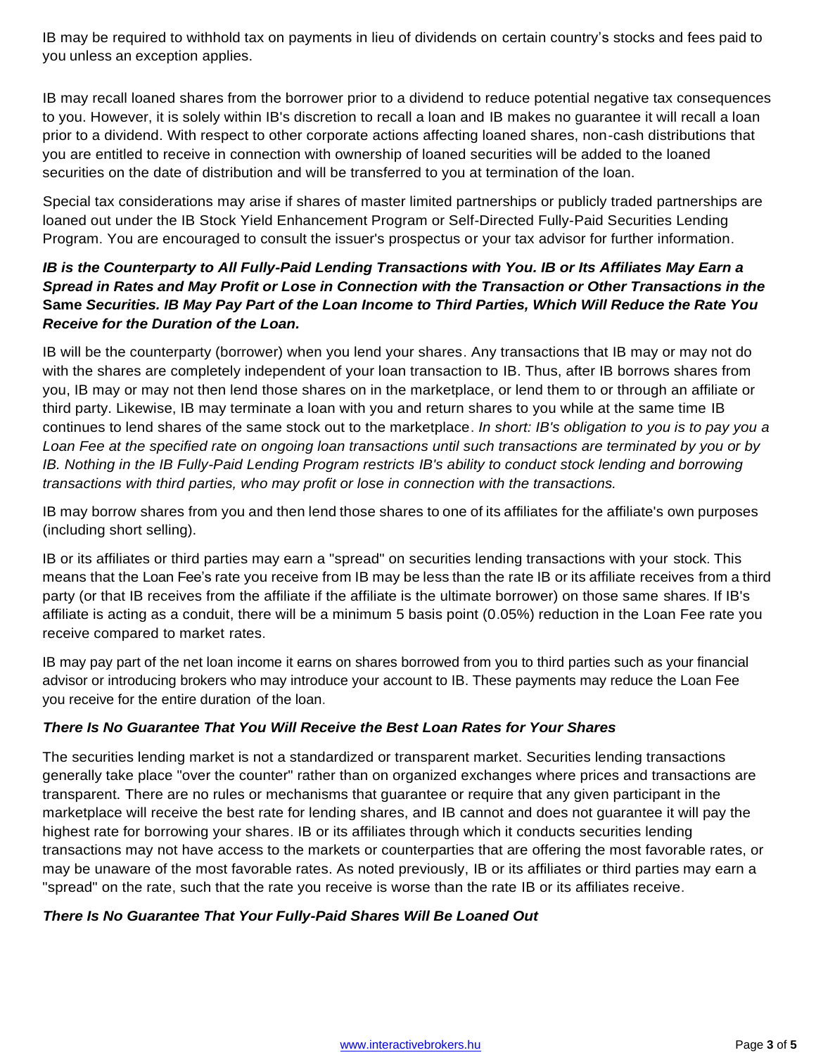IB may be required to withhold tax on payments in lieu of dividends on certain country's stocks and fees paid to you unless an exception applies.

IB may recall loaned shares from the borrower prior to a dividend to reduce potential negative tax consequences to you. However, it is solely within IB's discretion to recall a loan and IB makes no guarantee it will recall a loan prior to a dividend. With respect to other corporate actions affecting loaned shares, non-cash distributions that you are entitled to receive in connection with ownership of loaned securities will be added to the loaned securities on the date of distribution and will be transferred to you at termination of the loan.

Special tax considerations may arise if shares of master limited partnerships or publicly traded partnerships are loaned out under the IB Stock Yield Enhancement Program or Self-Directed Fully-Paid Securities Lending Program. You are encouraged to consult the issuer's prospectus or your tax advisor for further information.

***IB is the Counterparty to All Fully-Paid Lending Transactions with You. IB or Its Affiliates May Earn a Spread in Rates and May Profit or Lose in Connection with the Transaction or Other Transactions in the*** **Same** ***Securities. IB May Pay Part of the Loan Income to Third Parties, Which Will Reduce the Rate You Receive for the Duration of the Loan.***

IB will be the counterparty (borrower) when you lend your shares. Any transactions that IB may or may not do with the shares are completely independent of your loan transaction to IB. Thus, after IB borrows shares from you, IB may or may not then lend those shares on in the marketplace, or lend them to or through an affiliate or third party. Likewise, IB may terminate a loan with you and return shares to you while at the same time IB continues to lend shares of the same stock out to the marketplace. *In short: IB's obligation to you is to pay you a Loan Fee at the specified rate on ongoing loan transactions until such transactions are terminated by you or by IB. Nothing in the IB Fully-Paid Lending Program restricts IB's ability to conduct stock lending and borrowing transactions with third parties, who may profit or lose in connection with the transactions.*

IB may borrow shares from you and then lend those shares to one of its affiliates for the affiliate's own purposes (including short selling).

IB or its affiliates or third parties may earn a "spread" on securities lending transactions with your stock. This means that the Loan Fee's rate you receive from IB may be less than the rate IB or its affiliate receives from a third party (or that IB receives from the affiliate if the affiliate is the ultimate borrower) on those same shares. If IB's affiliate is acting as a conduit, there will be a minimum 5 basis point (0.05%) reduction in the Loan Fee rate you receive compared to market rates.

IB may pay part of the net loan income it earns on shares borrowed from you to third parties such as your financial advisor or introducing brokers who may introduce your account to IB. These payments may reduce the Loan Fee you receive for the entire duration of the loan.

***There Is No Guarantee That You Will Receive the Best Loan Rates for Your Shares***

The securities lending market is not a standardized or transparent market. Securities lending transactions generally take place "over the counter" rather than on organized exchanges where prices and transactions are transparent. There are no rules or mechanisms that guarantee or require that any given participant in the marketplace will receive the best rate for lending shares, and IB cannot and does not guarantee it will pay the highest rate for borrowing your shares. IB or its affiliates through which it conducts securities lending transactions may not have access to the markets or counterparties that are offering the most favorable rates, or may be unaware of the most favorable rates. As noted previously, IB or its affiliates or third parties may earn a "spread" on the rate, such that the rate you receive is worse than the rate IB or its affiliates receive.

***There Is No Guarantee That Your Fully-Paid Shares Will Be Loaned Out***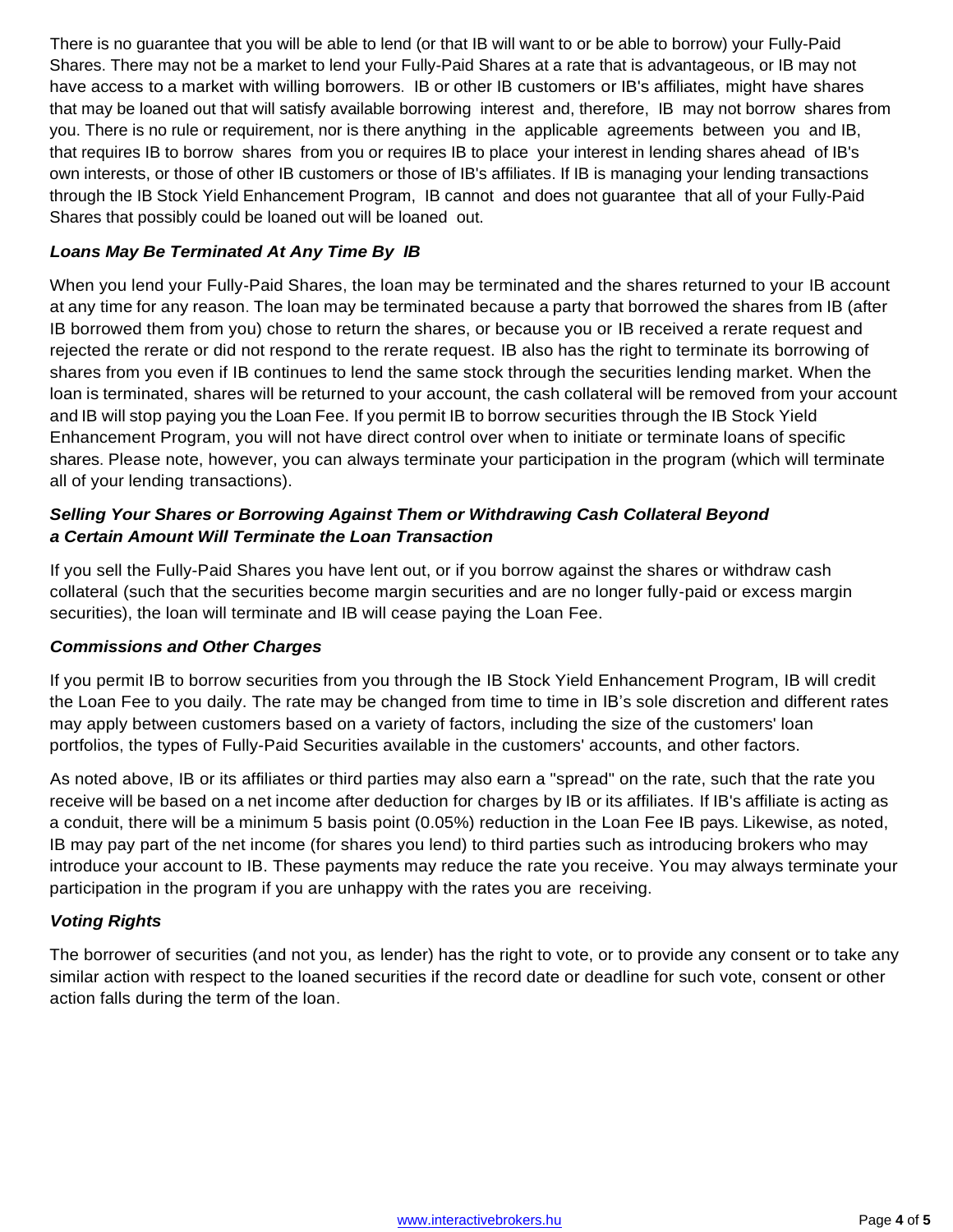There is no guarantee that you will be able to lend (or that IB will want to or be able to borrow) your Fully-Paid Shares. There may not be a market to lend your Fully-Paid Shares at a rate that is advantageous, or IB may not have access to a market with willing borrowers. IB or other IB customers or IB's affiliates, might have shares that may be loaned out that will satisfy available borrowing interest and, therefore, IB may not borrow shares from you. There is no rule or requirement, nor is there anything in the applicable agreements between you and IB, that requires IB to borrow shares from you or requires IB to place your interest in lending shares ahead of IB's own interests, or those of other IB customers or those of IB's affiliates. If IB is managing your lending transactions through the IB Stock Yield Enhancement Program, IB cannot and does not guarantee that all of your Fully-Paid Shares that possibly could be loaned out will be loaned out.

### *Loans May Be Terminated At Any Time By IB*

When you lend your Fully-Paid Shares, the loan may be terminated and the shares returned to your IB account at any time for any reason. The loan may be terminated because a party that borrowed the shares from IB (after IB borrowed them from you) chose to return the shares, or because you or IB received a rerate request and rejected the rerate or did not respond to the rerate request. IB also has the right to terminate its borrowing of shares from you even if IB continues to lend the same stock through the securities lending market. When the loan is terminated, shares will be returned to your account, the cash collateral will be removed from your account and IB will stop paying you the Loan Fee. If you permit IB to borrow securities through the IB Stock Yield Enhancement Program, you will not have direct control over when to initiate or terminate loans of specific shares. Please note, however, you can always terminate your participation in the program (which will terminate all of your lending transactions).

### *Selling Your Shares or Borrowing Against Them or Withdrawing Cash Collateral Beyond a Certain Amount Will Terminate the Loan Transaction*

If you sell the Fully-Paid Shares you have lent out, or if you borrow against the shares or withdraw cash collateral (such that the securities become margin securities and are no longer fully-paid or excess margin securities), the loan will terminate and IB will cease paying the Loan Fee.

### *Commissions and Other Charges*

If you permit IB to borrow securities from you through the IB Stock Yield Enhancement Program, IB will credit the Loan Fee to you daily. The rate may be changed from time to time in IB's sole discretion and different rates may apply between customers based on a variety of factors, including the size of the customers' loan portfolios, the types of Fully-Paid Securities available in the customers' accounts, and other factors.

As noted above, IB or its affiliates or third parties may also earn a "spread" on the rate, such that the rate you receive will be based on a net income after deduction for charges by IB or its affiliates. If IB's affiliate is acting as a conduit, there will be a minimum 5 basis point (0.05%) reduction in the Loan Fee IB pays. Likewise, as noted, IB may pay part of the net income (for shares you lend) to third parties such as introducing brokers who may introduce your account to IB. These payments may reduce the rate you receive. You may always terminate your participation in the program if you are unhappy with the rates you are receiving.

### *Voting Rights*

The borrower of securities (and not you, as lender) has the right to vote, or to provide any consent or to take any similar action with respect to the loaned securities if the record date or deadline for such vote, consent or other action falls during the term of the loan.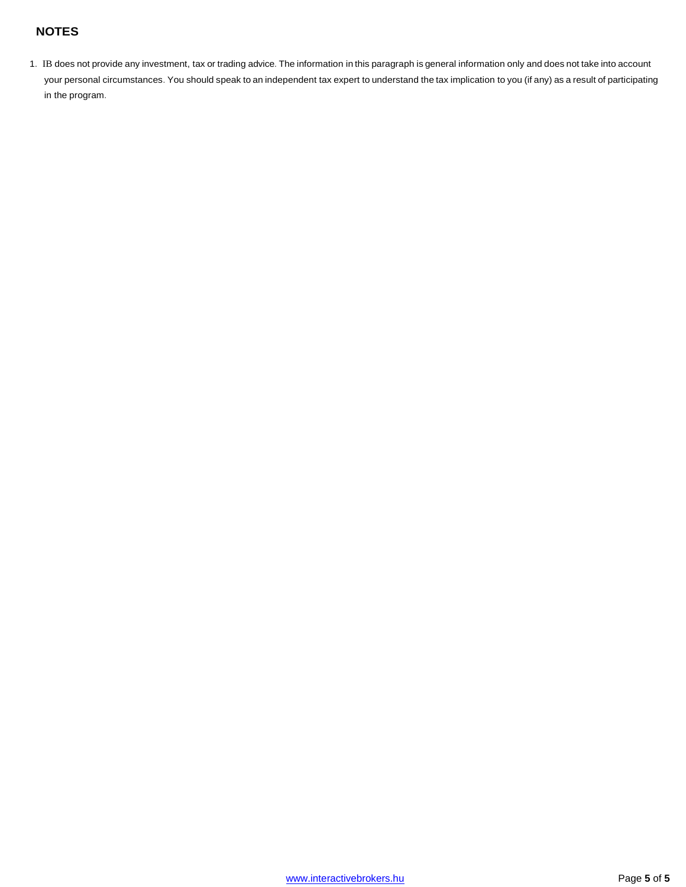## NOTES

1. IB does not provide any investment, tax or trading advice. The information in this paragraph is general information only and does not take into account your personal circumstances. You should speak to an independent tax expert to understand the tax implication to you (if any) as a result of participating in the program.